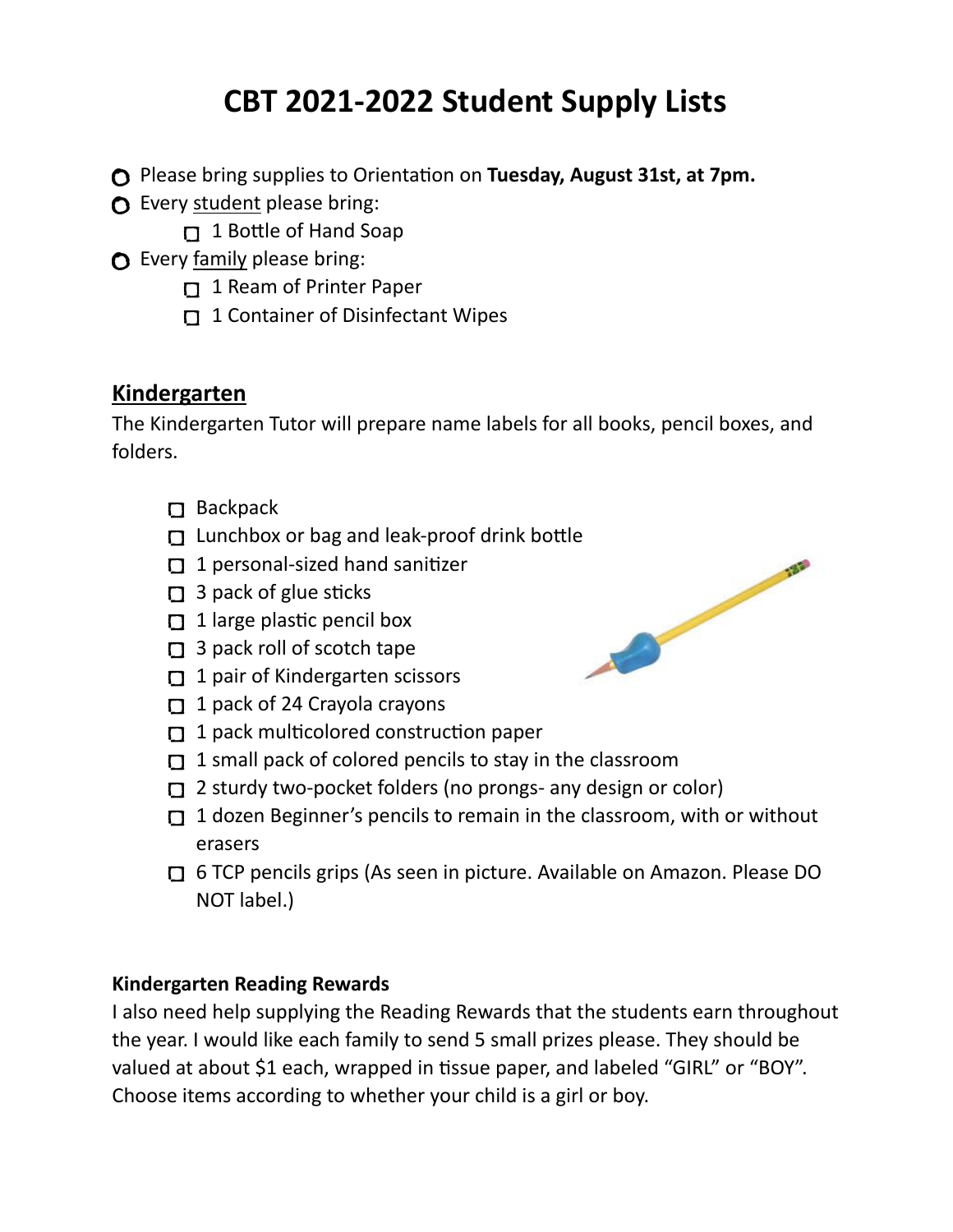# CBT 2021-2022 Student Supply Lists

- Please bring supplies to Orientation on **Tuesday, August 31st, at 7pm.**
- Every student please bring:
  - [ ] 1 Bottle of Hand Soap
- Every family please bring:
  - [ ] 1 Ream of Printer Paper
  - [ ] 1 Container of Disinfectant Wipes

## Kindergarten

The Kindergarten Tutor will prepare name labels for all books, pencil boxes, and folders.

- [ ] Backpack
- [ ] Lunchbox or bag and leak-proof drink bottle
- [ ] 1 personal-sized hand sanitizer
- [ ] 3 pack of glue sticks
- [ ] 1 large plastic pencil box
- [ ] 3 pack roll of scotch tape
- [ ] 1 pair of Kindergarten scissors
- [ ] 1 pack of 24 Crayola crayons
- [ ] 1 pack multicolored construction paper
- [ ] 1 small pack of colored pencils to stay in the classroom
- [ ] 2 sturdy two-pocket folders (no prongs- any design or color)
- [ ] 1 dozen Beginner's pencils to remain in the classroom, with or without erasers
- [ ] 6 TCP pencils grips (As seen in picture. Available on Amazon. Please DO NOT label.)

### Kindergarten Reading Rewards

I also need help supplying the Reading Rewards that the students earn throughout the year. I would like each family to send 5 small prizes please. They should be valued at about $1 each, wrapped in tissue paper, and labeled "GIRL" or "BOY". Choose items according to whether your child is a girl or boy.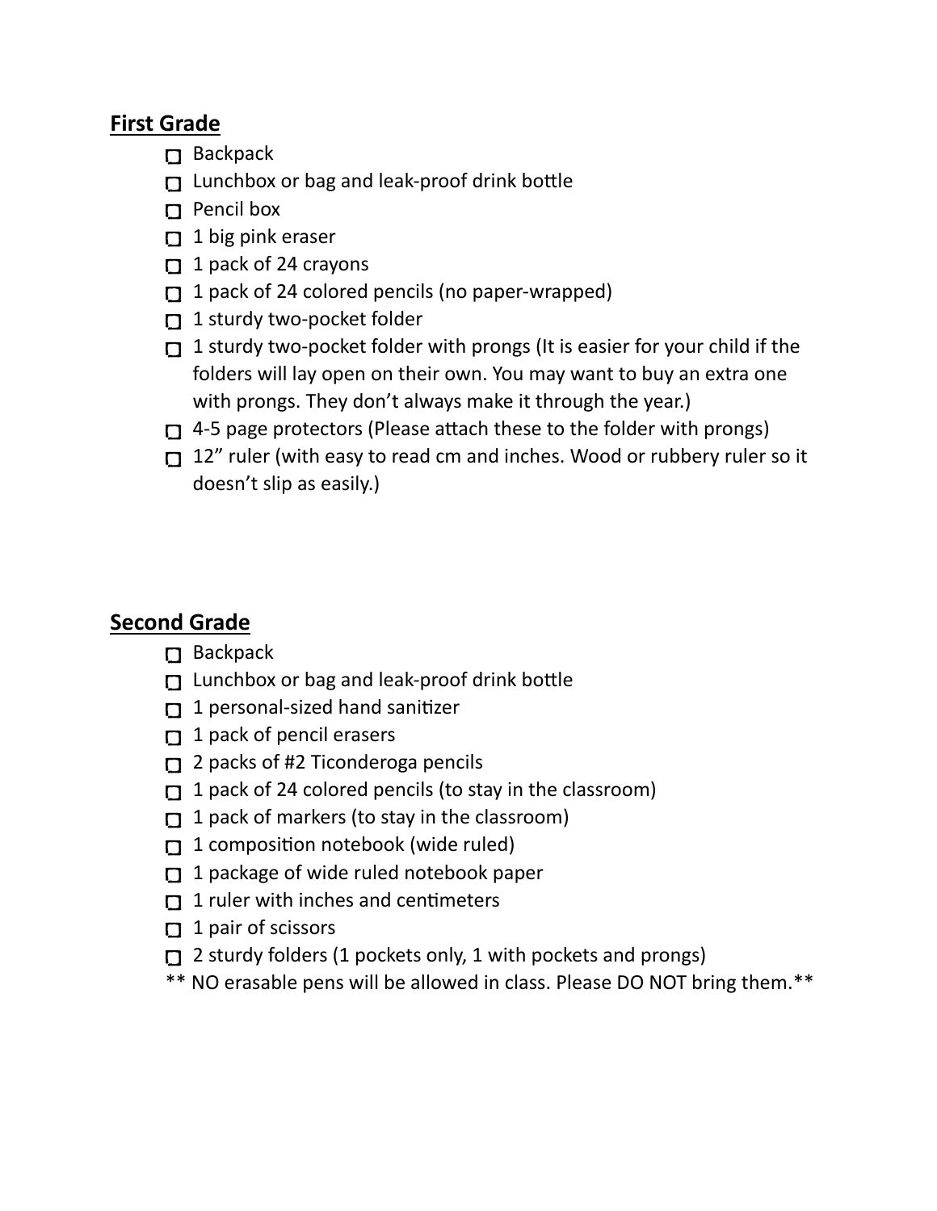## First Grade

- [ ] Backpack
- [ ] Lunchbox or bag and leak-proof drink bottle
- [ ] Pencil box
- [ ] 1 big pink eraser
- [ ] 1 pack of 24 crayons
- [ ] 1 pack of 24 colored pencils (no paper-wrapped)
- [ ] 1 sturdy two-pocket folder
- [ ] 1 sturdy two-pocket folder with prongs (It is easier for your child if the folders will lay open on their own. You may want to buy an extra one with prongs. They don't always make it through the year.)
- [ ] 4-5 page protectors (Please attach these to the folder with prongs)
- [ ] 12" ruler (with easy to read cm and inches. Wood or rubbery ruler so it doesn't slip as easily.)

## Second Grade

- [ ] Backpack
- [ ] Lunchbox or bag and leak-proof drink bottle
- [ ] 1 personal-sized hand sanitizer
- [ ] 1 pack of pencil erasers
- [ ] 2 packs of #2 Ticonderoga pencils
- [ ] 1 pack of 24 colored pencils (to stay in the classroom)
- [ ] 1 pack of markers (to stay in the classroom)
- [ ] 1 composition notebook (wide ruled)
- [ ] 1 package of wide ruled notebook paper
- [ ] 1 ruler with inches and centimeters
- [ ] 1 pair of scissors
- [ ] 2 sturdy folders (1 pockets only, 1 with pockets and prongs)

** NO erasable pens will be allowed in class. Please DO NOT bring them.**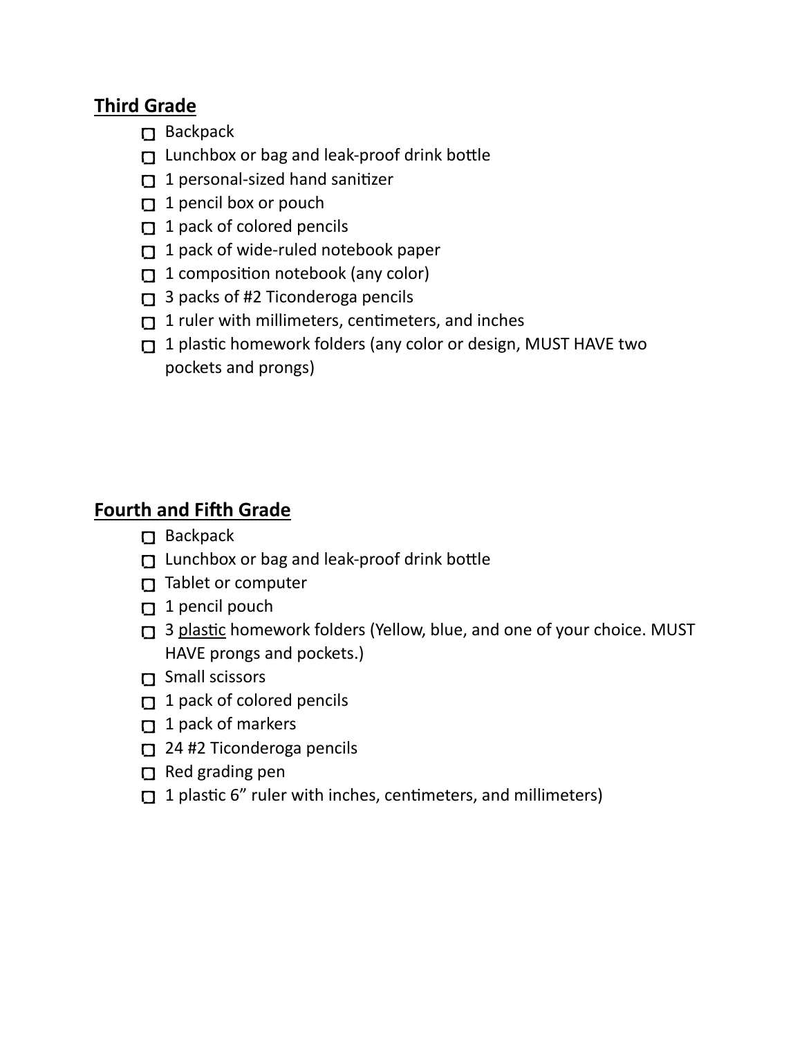## Third Grade

- [ ] Backpack
- [ ] Lunchbox or bag and leak-proof drink bottle
- [ ] 1 personal-sized hand sanitizer
- [ ] 1 pencil box or pouch
- [ ] 1 pack of colored pencils
- [ ] 1 pack of wide-ruled notebook paper
- [ ] 1 composition notebook (any color)
- [ ] 3 packs of #2 Ticonderoga pencils
- [ ] 1 ruler with millimeters, centimeters, and inches
- [ ] 1 plastic homework folders (any color or design, MUST HAVE two pockets and prongs)

## Fourth and Fifth Grade

- [ ] Backpack
- [ ] Lunchbox or bag and leak-proof drink bottle
- [ ] Tablet or computer
- [ ] 1 pencil pouch
- [ ] 3 <u>plastic</u> homework folders (Yellow, blue, and one of your choice. MUST HAVE prongs and pockets.)
- [ ] Small scissors
- [ ] 1 pack of colored pencils
- [ ] 1 pack of markers
- [ ] 24 #2 Ticonderoga pencils
- [ ] Red grading pen
- [ ] 1 plastic 6" ruler with inches, centimeters, and millimeters)